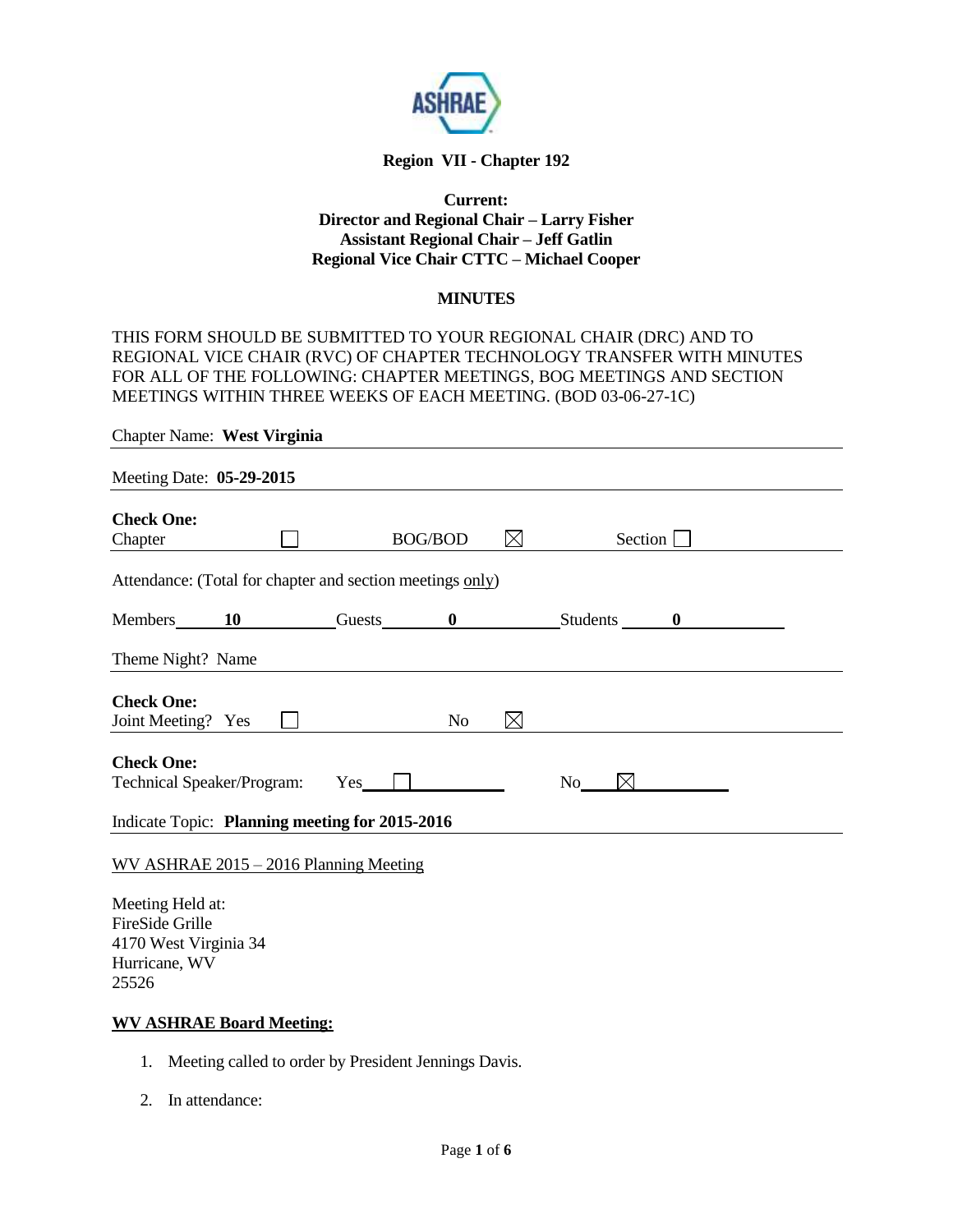**Region VII - Chapter 192**

**Current:**
**Director and Regional Chair – Larry Fisher**
**Assistant Regional Chair – Jeff Gatlin**
**Regional Vice Chair CTTC – Michael Cooper**

**MINUTES**

THIS FORM SHOULD BE SUBMITTED TO YOUR REGIONAL CHAIR (DRC) AND TO REGIONAL VICE CHAIR (RVC) OF CHAPTER TECHNOLOGY TRANSFER WITH MINUTES FOR ALL OF THE FOLLOWING: CHAPTER MEETINGS, BOG MEETINGS AND SECTION MEETINGS WITHIN THREE WEEKS OF EACH MEETING. (BOD 03-06-27-1C)

Chapter Name: **West Virginia**

Meeting Date: **05-29-2015**

**Check One:**
Chapter ☐ BOG/BOD ☒ Section ☐

Attendance: (Total for chapter and section meetings only)

Members **10** Guests **0** Students **0**

Theme Night? Name

**Check One:**
Joint Meeting? Yes ☐ No ☒

**Check One:**
Technical Speaker/Program: Yes ☐ No ☒

Indicate Topic: **Planning meeting for 2015-2016**

WV ASHRAE 2015 – 2016 Planning Meeting

Meeting Held at:
FireSide Grille
4170 West Virginia 34
Hurricane, WV
25526

**WV ASHRAE Board Meeting:**

1. Meeting called to order by President Jennings Davis.
2. In attendance: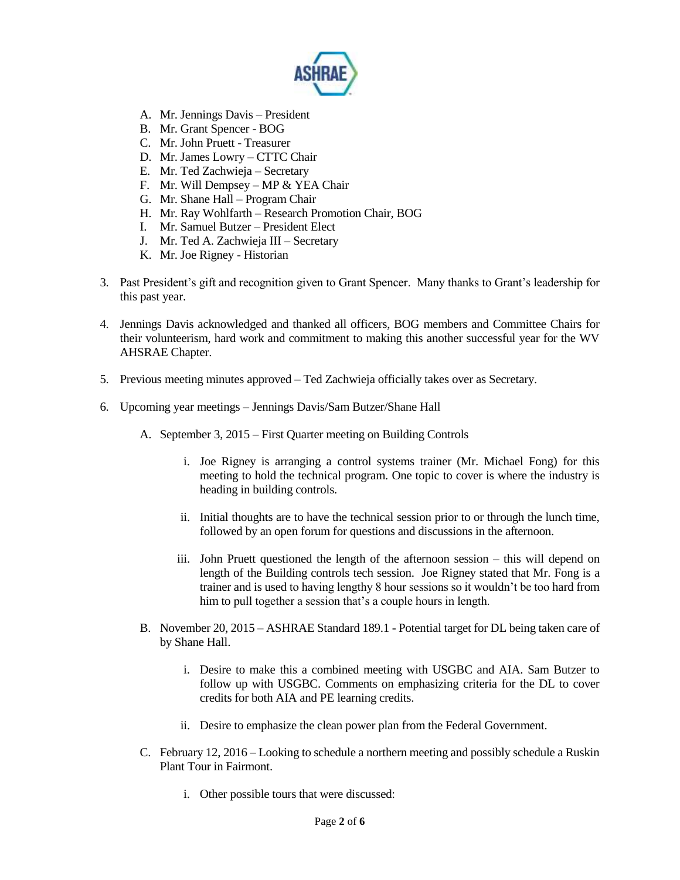A. Mr. Jennings Davis – President
B. Mr. Grant Spencer - BOG
C. Mr. John Pruett - Treasurer
D. Mr. James Lowry – CTTC Chair
E. Mr. Ted Zachwieja – Secretary
F. Mr. Will Dempsey – MP & YEA Chair
G. Mr. Shane Hall – Program Chair
H. Mr. Ray Wohlfarth – Research Promotion Chair, BOG
I. Mr. Samuel Butzer – President Elect
J. Mr. Ted A. Zachwieja III – Secretary
K. Mr. Joe Rigney - Historian

3. Past President's gift and recognition given to Grant Spencer. Many thanks to Grant's leadership for this past year.

4. Jennings Davis acknowledged and thanked all officers, BOG members and Committee Chairs for their volunteerism, hard work and commitment to making this another successful year for the WV AHSRAE Chapter.

5. Previous meeting minutes approved – Ted Zachwieja officially takes over as Secretary.

6. Upcoming year meetings – Jennings Davis/Sam Butzer/Shane Hall

   A. September 3, 2015 – First Quarter meeting on Building Controls

      i. Joe Rigney is arranging a control systems trainer (Mr. Michael Fong) for this meeting to hold the technical program. One topic to cover is where the industry is heading in building controls.

      ii. Initial thoughts are to have the technical session prior to or through the lunch time, followed by an open forum for questions and discussions in the afternoon.

      iii. John Pruett questioned the length of the afternoon session – this will depend on length of the Building controls tech session. Joe Rigney stated that Mr. Fong is a trainer and is used to having lengthy 8 hour sessions so it wouldn't be too hard from him to pull together a session that's a couple hours in length.

   B. November 20, 2015 – ASHRAE Standard 189.1 - Potential target for DL being taken care of by Shane Hall.

      i. Desire to make this a combined meeting with USGBC and AIA. Sam Butzer to follow up with USGBC. Comments on emphasizing criteria for the DL to cover credits for both AIA and PE learning credits.

      ii. Desire to emphasize the clean power plan from the Federal Government.

   C. February 12, 2016 – Looking to schedule a northern meeting and possibly schedule a Ruskin Plant Tour in Fairmont.

      i. Other possible tours that were discussed: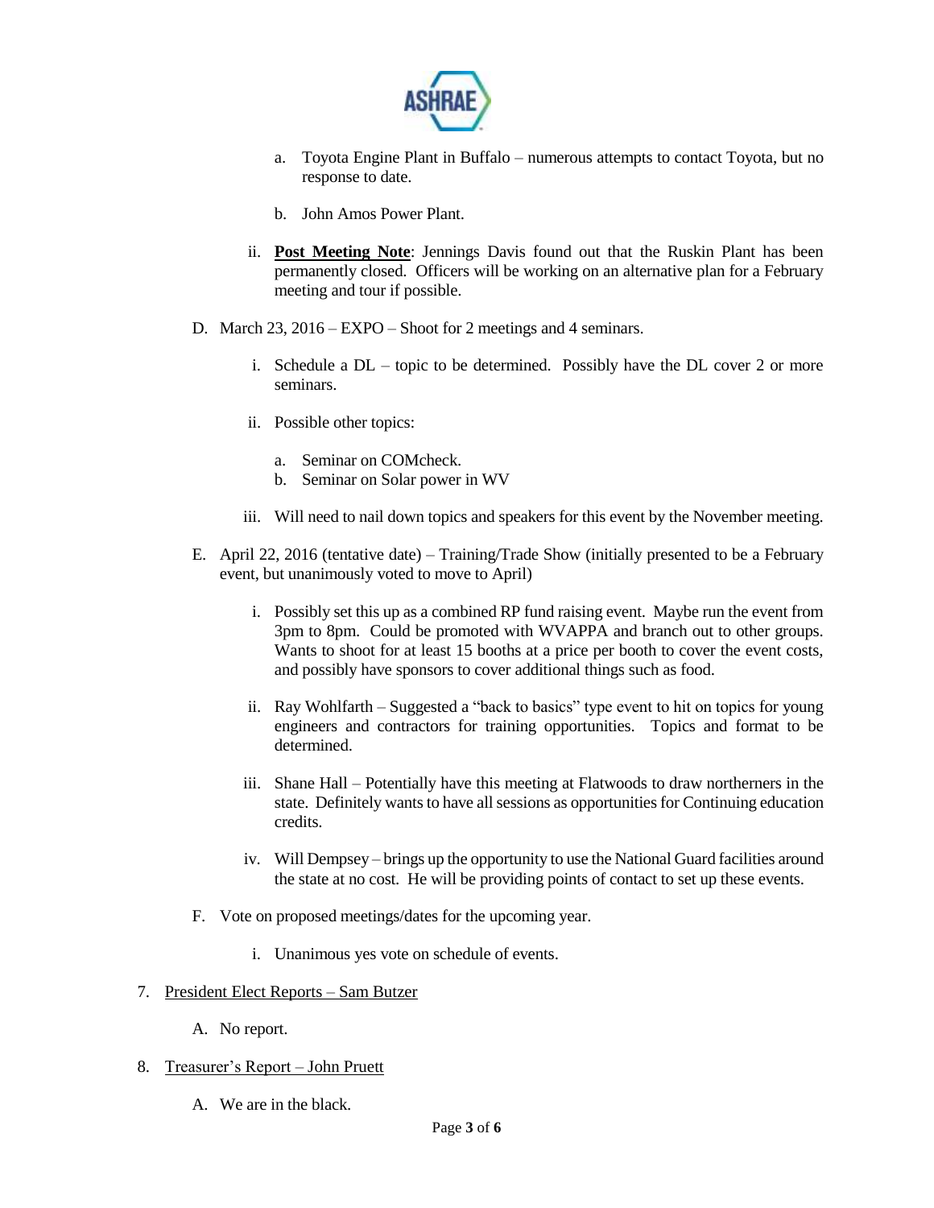a. Toyota Engine Plant in Buffalo – numerous attempts to contact Toyota, but no response to date.

b. John Amos Power Plant.

ii. **Post Meeting Note**: Jennings Davis found out that the Ruskin Plant has been permanently closed. Officers will be working on an alternative plan for a February meeting and tour if possible.

D. March 23, 2016 – EXPO – Shoot for 2 meetings and 4 seminars.

i. Schedule a DL – topic to be determined. Possibly have the DL cover 2 or more seminars.

ii. Possible other topics:

a. Seminar on COMcheck.
b. Seminar on Solar power in WV

iii. Will need to nail down topics and speakers for this event by the November meeting.

E. April 22, 2016 (tentative date) – Training/Trade Show (initially presented to be a February event, but unanimously voted to move to April)

i. Possibly set this up as a combined RP fund raising event. Maybe run the event from 3pm to 8pm. Could be promoted with WVAPPA and branch out to other groups. Wants to shoot for at least 15 booths at a price per booth to cover the event costs, and possibly have sponsors to cover additional things such as food.

ii. Ray Wohlfarth – Suggested a "back to basics" type event to hit on topics for young engineers and contractors for training opportunities. Topics and format to be determined.

iii. Shane Hall – Potentially have this meeting at Flatwoods to draw northerners in the state. Definitely wants to have all sessions as opportunities for Continuing education credits.

iv. Will Dempsey – brings up the opportunity to use the National Guard facilities around the state at no cost. He will be providing points of contact to set up these events.

F. Vote on proposed meetings/dates for the upcoming year.

i. Unanimous yes vote on schedule of events.

7. President Elect Reports – Sam Butzer

A. No report.

8. Treasurer's Report – John Pruett

A. We are in the black.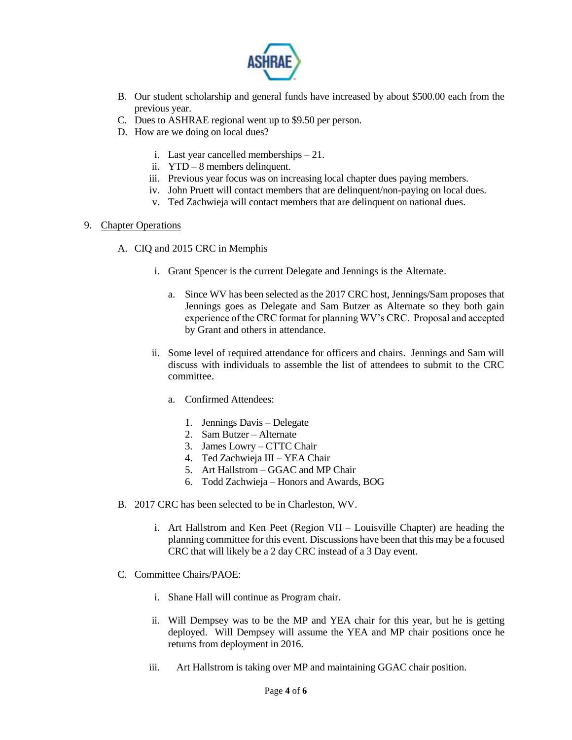B. Our student scholarship and general funds have increased by about $500.00 each from the previous year.

C. Dues to ASHRAE regional went up to $9.50 per person.

D. How are we doing on local dues?

  i. Last year cancelled memberships – 21.
  ii. YTD – 8 members delinquent.
  iii. Previous year focus was on increasing local chapter dues paying members.
  iv. John Pruett will contact members that are delinquent/non-paying on local dues.
  v. Ted Zachwieja will contact members that are delinquent on national dues.

9. <u>Chapter Operations</u>

A. CIQ and 2015 CRC in Memphis

  i. Grant Spencer is the current Delegate and Jennings is the Alternate.

    a. Since WV has been selected as the 2017 CRC host, Jennings/Sam proposes that Jennings goes as Delegate and Sam Butzer as Alternate so they both gain experience of the CRC format for planning WV's CRC. Proposal and accepted by Grant and others in attendance.

  ii. Some level of required attendance for officers and chairs. Jennings and Sam will discuss with individuals to assemble the list of attendees to submit to the CRC committee.

    a. Confirmed Attendees:

      1. Jennings Davis – Delegate
      2. Sam Butzer – Alternate
      3. James Lowry – CTTC Chair
      4. Ted Zachwieja III – YEA Chair
      5. Art Hallstrom – GGAC and MP Chair
      6. Todd Zachwieja – Honors and Awards, BOG

B. 2017 CRC has been selected to be in Charleston, WV.

  i. Art Hallstrom and Ken Peet (Region VII – Louisville Chapter) are heading the planning committee for this event. Discussions have been that this may be a focused CRC that will likely be a 2 day CRC instead of a 3 Day event.

C. Committee Chairs/PAOE:

  i. Shane Hall will continue as Program chair.

  ii. Will Dempsey was to be the MP and YEA chair for this year, but he is getting deployed. Will Dempsey will assume the YEA and MP chair positions once he returns from deployment in 2016.

  iii. Art Hallstrom is taking over MP and maintaining GGAC chair position.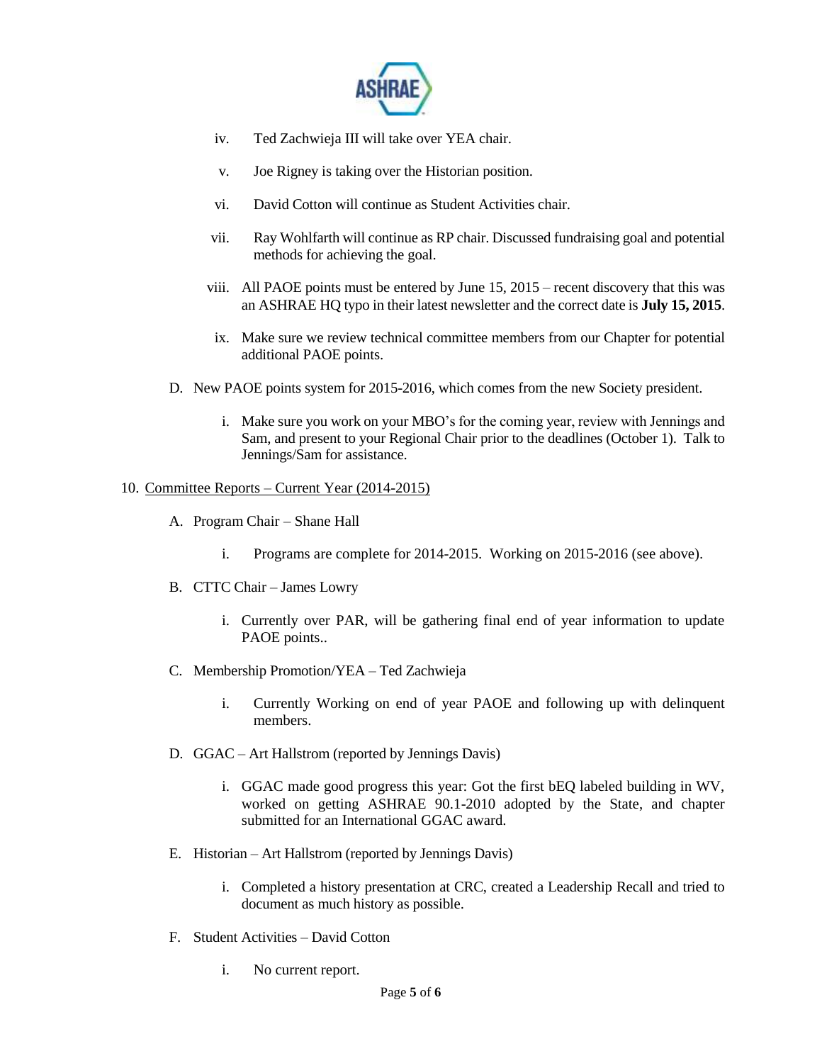iv. Ted Zachwieja III will take over YEA chair.

v. Joe Rigney is taking over the Historian position.

vi. David Cotton will continue as Student Activities chair.

vii. Ray Wohlfarth will continue as RP chair. Discussed fundraising goal and potential methods for achieving the goal.

viii. All PAOE points must be entered by June 15, 2015 – recent discovery that this was an ASHRAE HQ typo in their latest newsletter and the correct date is **July 15, 2015**.

ix. Make sure we review technical committee members from our Chapter for potential additional PAOE points.

D. New PAOE points system for 2015-2016, which comes from the new Society president.

i. Make sure you work on your MBO's for the coming year, review with Jennings and Sam, and present to your Regional Chair prior to the deadlines (October 1). Talk to Jennings/Sam for assistance.

10. Committee Reports – Current Year (2014-2015)

A. Program Chair – Shane Hall

i. Programs are complete for 2014-2015. Working on 2015-2016 (see above).

B. CTTC Chair – James Lowry

i. Currently over PAR, will be gathering final end of year information to update PAOE points..

C. Membership Promotion/YEA – Ted Zachwieja

i. Currently Working on end of year PAOE and following up with delinquent members.

D. GGAC – Art Hallstrom (reported by Jennings Davis)

i. GGAC made good progress this year: Got the first bEQ labeled building in WV, worked on getting ASHRAE 90.1-2010 adopted by the State, and chapter submitted for an International GGAC award.

E. Historian – Art Hallstrom (reported by Jennings Davis)

i. Completed a history presentation at CRC, created a Leadership Recall and tried to document as much history as possible.

F. Student Activities – David Cotton

i. No current report.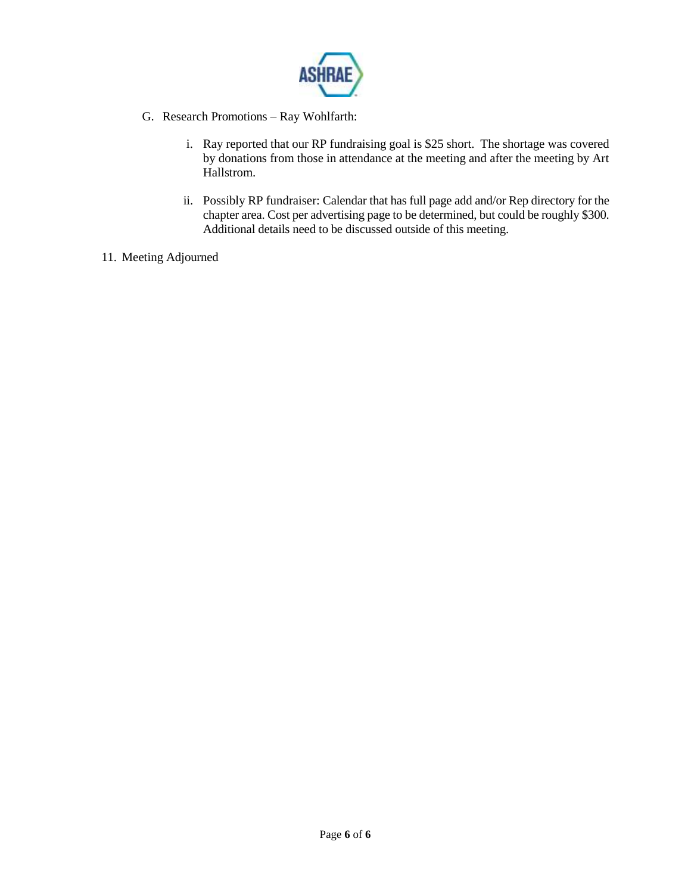G. Research Promotions – Ray Wohlfarth:

   i. Ray reported that our RP fundraising goal is $25 short. The shortage was covered by donations from those in attendance at the meeting and after the meeting by Art Hallstrom.

   ii. Possibly RP fundraiser: Calendar that has full page add and/or Rep directory for the chapter area. Cost per advertising page to be determined, but could be roughly $300. Additional details need to be discussed outside of this meeting.

11. Meeting Adjourned